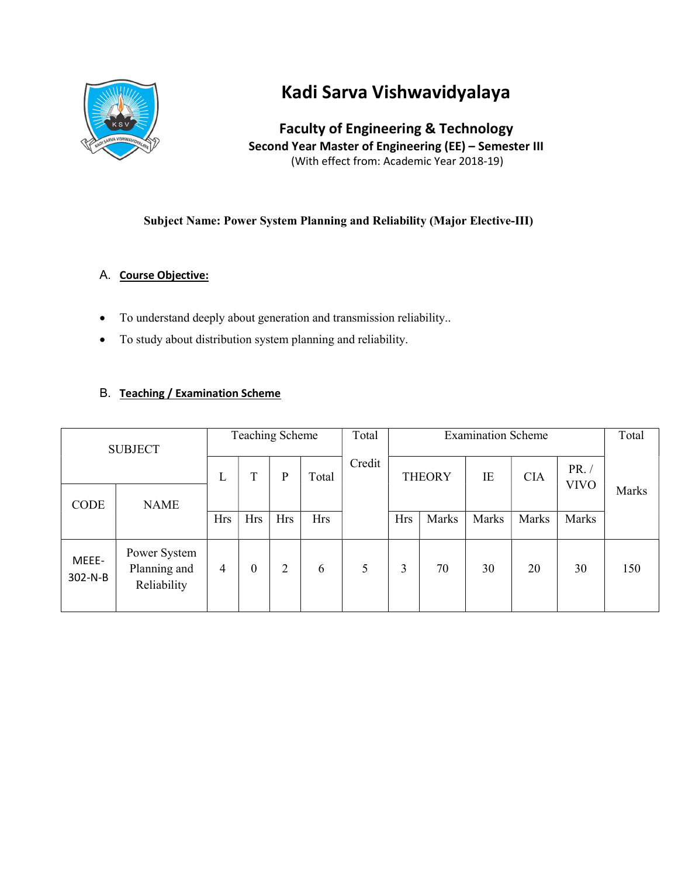# Kadi Sarva Vishwavidyalaya

## Faculty of Engineering & Technology

**Second Year Master of Engineering (EE) – Semester III**

(With effect from: Academic Year 2018-19)

**Subject Name: Power System Planning and Reliability (Major Elective-III)**

### A. Course Objective:

- To understand deeply about generation and transmission reliability..
- To study about distribution system planning and reliability.

### B. Teaching / Examination Scheme

| SUBJECT | | Teaching Scheme | | | | Total Credit | Examination Scheme | | | | | Total Marks |
|---|---|---|---|---|---|---|---|---|---|---|---|---|
| | | L | T | P | Total | | THEORY | | IE | CIA | PR. / VIVO | |
| CODE | NAME | Hrs | Hrs | Hrs | Hrs | | Hrs | Marks | Marks | Marks | Marks | |
| MEEE-302-N-B | Power System Planning and Reliability | 4 | 0 | 2 | 6 | 5 | 3 | 70 | 30 | 20 | 30 | 150 |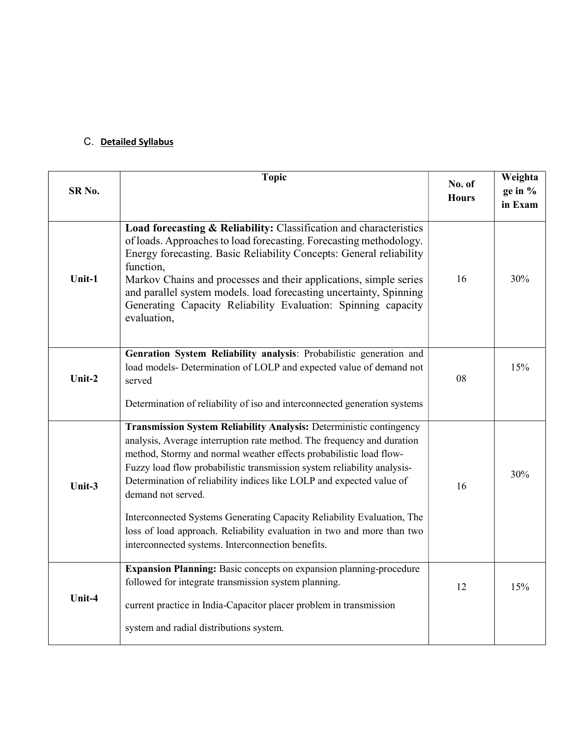## C. Detailed Syllabus

| SR No. | Topic | No. of Hours | Weightage in % in Exam |
|---|---|---|---|
| Unit-1 | **Load forecasting & Reliability:** Classification and characteristics of loads. Approaches to load forecasting. Forecasting methodology. Energy forecasting. Basic Reliability Concepts: General reliability function,<br>Markov Chains and processes and their applications, simple series and parallel system models. load forecasting uncertainty, Spinning Generating Capacity Reliability Evaluation: Spinning capacity evaluation, | 16 | 30% |
| Unit-2 | **Genration System Reliability analysis**: Probabilistic generation and load models- Determination of LOLP and expected value of demand not served<br><br>Determination of reliability of iso and interconnected generation systems | 08 | 15% |
| Unit-3 | **Transmission System Reliability Analysis:** Deterministic contingency analysis, Average interruption rate method. The frequency and duration method, Stormy and normal weather effects probabilistic load flow-Fuzzy load flow probabilistic transmission system reliability analysis-Determination of reliability indices like LOLP and expected value of demand not served.<br><br>Interconnected Systems Generating Capacity Reliability Evaluation, The loss of load approach. Reliability evaluation in two and more than two interconnected systems. Interconnection benefits. | 16 | 30% |
| Unit-4 | **Expansion Planning:** Basic concepts on expansion planning-procedure followed for integrate transmission system planning.<br><br>current practice in India-Capacitor placer problem in transmission<br><br>system and radial distributions system. | 12 | 15% |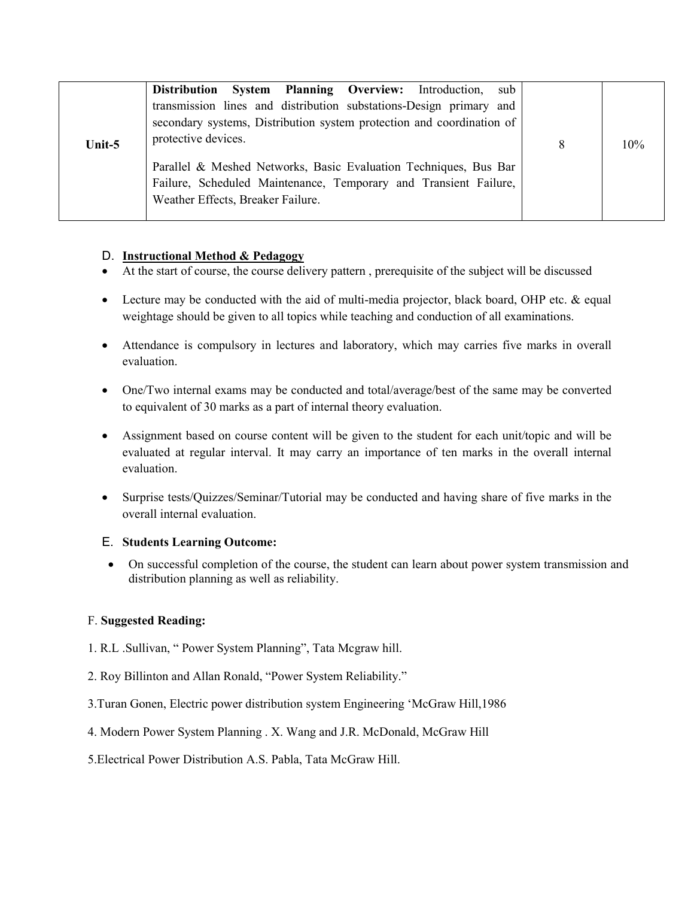| | | | |
|---|---|---|---|
| **Unit-5** | **Distribution System Planning Overview:** Introduction, sub transmission lines and distribution substations-Design primary and secondary systems, Distribution system protection and coordination of protective devices.<br><br>Parallel & Meshed Networks, Basic Evaluation Techniques, Bus Bar Failure, Scheduled Maintenance, Temporary and Transient Failure, Weather Effects, Breaker Failure. | 8 | 10% |

## D. Instructional Method & Pedagogy

- At the start of course, the course delivery pattern , prerequisite of the subject will be discussed
- Lecture may be conducted with the aid of multi-media projector, black board, OHP etc. & equal weightage should be given to all topics while teaching and conduction of all examinations.
- Attendance is compulsory in lectures and laboratory, which may carries five marks in overall evaluation.
- One/Two internal exams may be conducted and total/average/best of the same may be converted to equivalent of 30 marks as a part of internal theory evaluation.
- Assignment based on course content will be given to the student for each unit/topic and will be evaluated at regular interval. It may carry an importance of ten marks in the overall internal evaluation.
- Surprise tests/Quizzes/Seminar/Tutorial may be conducted and having share of five marks in the overall internal evaluation.

## E. Students Learning Outcome:

- On successful completion of the course, the student can learn about power system transmission and distribution planning as well as reliability.

## F. Suggested Reading:

1. R.L .Sullivan, " Power System Planning", Tata Mcgraw hill.
2. Roy Billinton and Allan Ronald, "Power System Reliability."
3. Turan Gonen, Electric power distribution system Engineering 'McGraw Hill,1986
4. Modern Power System Planning . X. Wang and J.R. McDonald, McGraw Hill
5. Electrical Power Distribution A.S. Pabla, Tata McGraw Hill.